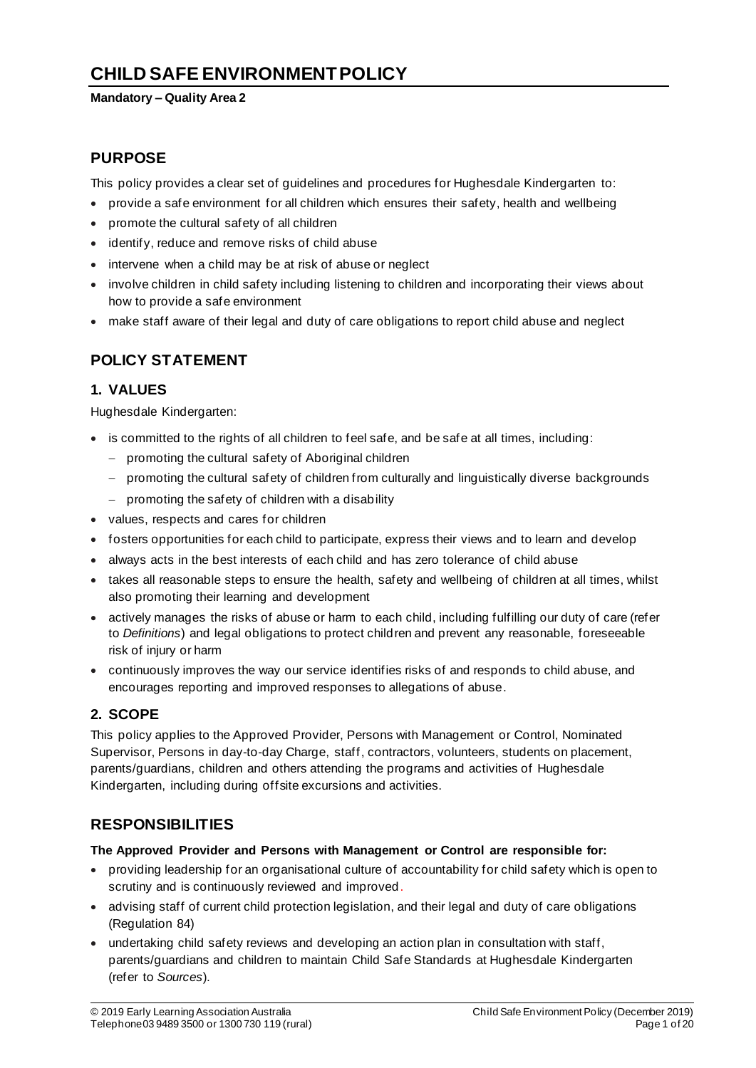# CHILD SAFE ENVIRONMENT POLICY

**Mandatory – Quality Area 2**

## PURPOSE

This policy provides a clear set of guidelines and procedures for Hughesdale Kindergarten to:

- provide a safe environment for all children which ensures their safety, health and wellbeing
- promote the cultural safety of all children
- identify, reduce and remove risks of child abuse
- intervene when a child may be at risk of abuse or neglect
- involve children in child safety including listening to children and incorporating their views about how to provide a safe environment
- make staff aware of their legal and duty of care obligations to report child abuse and neglect

## POLICY STATEMENT

### 1. VALUES

Hughesdale Kindergarten:

- is committed to the rights of all children to feel safe, and be safe at all times, including:
  - promoting the cultural safety of Aboriginal children
  - promoting the cultural safety of children from culturally and linguistically diverse backgrounds
  - promoting the safety of children with a disability
- values, respects and cares for children
- fosters opportunities for each child to participate, express their views and to learn and develop
- always acts in the best interests of each child and has zero tolerance of child abuse
- takes all reasonable steps to ensure the health, safety and wellbeing of children at all times, whilst also promoting their learning and development
- actively manages the risks of abuse or harm to each child, including fulfilling our duty of care (refer to *Definitions*) and legal obligations to protect children and prevent any reasonable, foreseeable risk of injury or harm
- continuously improves the way our service identifies risks of and responds to child abuse, and encourages reporting and improved responses to allegations of abuse.

### 2. SCOPE

This policy applies to the Approved Provider, Persons with Management or Control, Nominated Supervisor, Persons in day-to-day Charge, staff, contractors, volunteers, students on placement, parents/guardians, children and others attending the programs and activities of Hughesdale Kindergarten, including during offsite excursions and activities.

## RESPONSIBILITIES

**The Approved Provider and Persons with Management or Control are responsible for:**

- providing leadership for an organisational culture of accountability for child safety which is open to scrutiny and is continuously reviewed and improved.
- advising staff of current child protection legislation, and their legal and duty of care obligations (Regulation 84)
- undertaking child safety reviews and developing an action plan in consultation with staff, parents/guardians and children to maintain Child Safe Standards at Hughesdale Kindergarten (refer to *Sources*).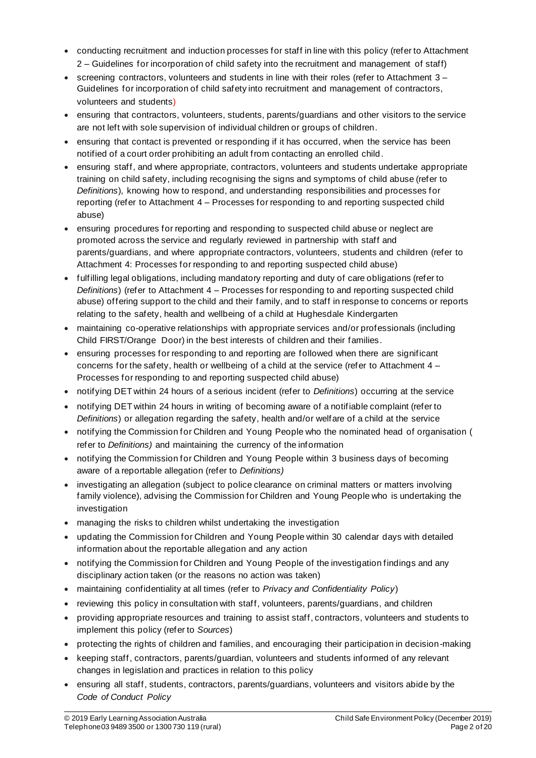- conducting recruitment and induction processes for staff in line with this policy (refer to Attachment 2 – Guidelines for incorporation of child safety into the recruitment and management of staff)
- screening contractors, volunteers and students in line with their roles (refer to Attachment 3 – Guidelines for incorporation of child safety into recruitment and management of contractors, volunteers and students)
- ensuring that contractors, volunteers, students, parents/guardians and other visitors to the service are not left with sole supervision of individual children or groups of children.
- ensuring that contact is prevented or responding if it has occurred, when the service has been notified of a court order prohibiting an adult from contacting an enrolled child.
- ensuring staff, and where appropriate, contractors, volunteers and students undertake appropriate training on child safety, including recognising the signs and symptoms of child abuse (refer to *Definitions*), knowing how to respond, and understanding responsibilities and processes for reporting (refer to Attachment 4 – Processes for responding to and reporting suspected child abuse)
- ensuring procedures for reporting and responding to suspected child abuse or neglect are promoted across the service and regularly reviewed in partnership with staff and parents/guardians, and where appropriate contractors, volunteers, students and children (refer to Attachment 4: Processes for responding to and reporting suspected child abuse)
- fulfilling legal obligations, including mandatory reporting and duty of care obligations (refer to *Definitions*) (refer to Attachment 4 – Processes for responding to and reporting suspected child abuse) offering support to the child and their family, and to staff in response to concerns or reports relating to the safety, health and wellbeing of a child at Hughesdale Kindergarten
- maintaining co-operative relationships with appropriate services and/or professionals (including Child FIRST/Orange Door) in the best interests of children and their families.
- ensuring processes for responding to and reporting are followed when there are significant concerns for the safety, health or wellbeing of a child at the service (refer to Attachment 4 – Processes for responding to and reporting suspected child abuse)
- notifying DET within 24 hours of a serious incident (refer to *Definitions*) occurring at the service
- notifying DET within 24 hours in writing of becoming aware of a notifiable complaint (refer to *Definitions*) or allegation regarding the safety, health and/or welfare of a child at the service
- notifying the Commission for Children and Young People who the nominated head of organisation ( refer to *Definitions)* and maintaining the currency of the information
- notifying the Commission for Children and Young People within 3 business days of becoming aware of a reportable allegation (refer to *Definitions)*
- investigating an allegation (subject to police clearance on criminal matters or matters involving family violence), advising the Commission for Children and Young People who is undertaking the investigation
- managing the risks to children whilst undertaking the investigation
- updating the Commission for Children and Young People within 30 calendar days with detailed information about the reportable allegation and any action
- notifying the Commission for Children and Young People of the investigation findings and any disciplinary action taken (or the reasons no action was taken)
- maintaining confidentiality at all times (refer to *Privacy and Confidentiality Policy*)
- reviewing this policy in consultation with staff, volunteers, parents/guardians, and children
- providing appropriate resources and training to assist staff, contractors, volunteers and students to implement this policy (refer to *Sources*)
- protecting the rights of children and families, and encouraging their participation in decision-making
- keeping staff, contractors, parents/guardian, volunteers and students informed of any relevant changes in legislation and practices in relation to this policy
- ensuring all staff, students, contractors, parents/guardians, volunteers and visitors abide by the *Code of Conduct Policy*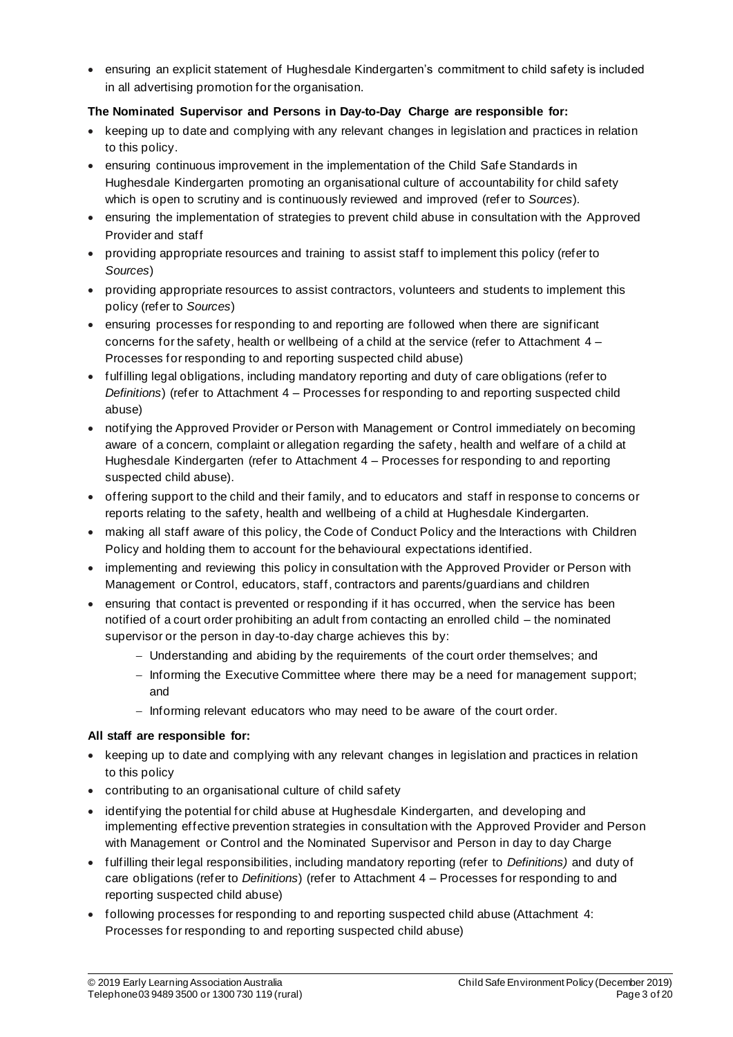- ensuring an explicit statement of Hughesdale Kindergarten's commitment to child safety is included in all advertising promotion for the organisation.

**The Nominated Supervisor and Persons in Day-to-Day Charge are responsible for:**

- keeping up to date and complying with any relevant changes in legislation and practices in relation to this policy.
- ensuring continuous improvement in the implementation of the Child Safe Standards in Hughesdale Kindergarten promoting an organisational culture of accountability for child safety which is open to scrutiny and is continuously reviewed and improved (refer to *Sources*).
- ensuring the implementation of strategies to prevent child abuse in consultation with the Approved Provider and staff
- providing appropriate resources and training to assist staff to implement this policy (refer to *Sources*)
- providing appropriate resources to assist contractors, volunteers and students to implement this policy (refer to *Sources*)
- ensuring processes for responding to and reporting are followed when there are significant concerns for the safety, health or wellbeing of a child at the service (refer to Attachment 4 – Processes for responding to and reporting suspected child abuse)
- fulfilling legal obligations, including mandatory reporting and duty of care obligations (refer to *Definitions*) (refer to Attachment 4 – Processes for responding to and reporting suspected child abuse)
- notifying the Approved Provider or Person with Management or Control immediately on becoming aware of a concern, complaint or allegation regarding the safety, health and welfare of a child at Hughesdale Kindergarten (refer to Attachment 4 – Processes for responding to and reporting suspected child abuse).
- offering support to the child and their family, and to educators and staff in response to concerns or reports relating to the safety, health and wellbeing of a child at Hughesdale Kindergarten.
- making all staff aware of this policy, the Code of Conduct Policy and the Interactions with Children Policy and holding them to account for the behavioural expectations identified.
- implementing and reviewing this policy in consultation with the Approved Provider or Person with Management or Control, educators, staff, contractors and parents/guardians and children
- ensuring that contact is prevented or responding if it has occurred, when the service has been notified of a court order prohibiting an adult from contacting an enrolled child – the nominated supervisor or the person in day-to-day charge achieves this by:
  - Understanding and abiding by the requirements of the court order themselves; and
  - Informing the Executive Committee where there may be a need for management support; and
  - Informing relevant educators who may need to be aware of the court order.

**All staff are responsible for:**

- keeping up to date and complying with any relevant changes in legislation and practices in relation to this policy
- contributing to an organisational culture of child safety
- identifying the potential for child abuse at Hughesdale Kindergarten, and developing and implementing effective prevention strategies in consultation with the Approved Provider and Person with Management or Control and the Nominated Supervisor and Person in day to day Charge
- fulfilling their legal responsibilities, including mandatory reporting (refer to *Definitions)* and duty of care obligations (refer to *Definitions*) (refer to Attachment 4 – Processes for responding to and reporting suspected child abuse)
- following processes for responding to and reporting suspected child abuse (Attachment 4: Processes for responding to and reporting suspected child abuse)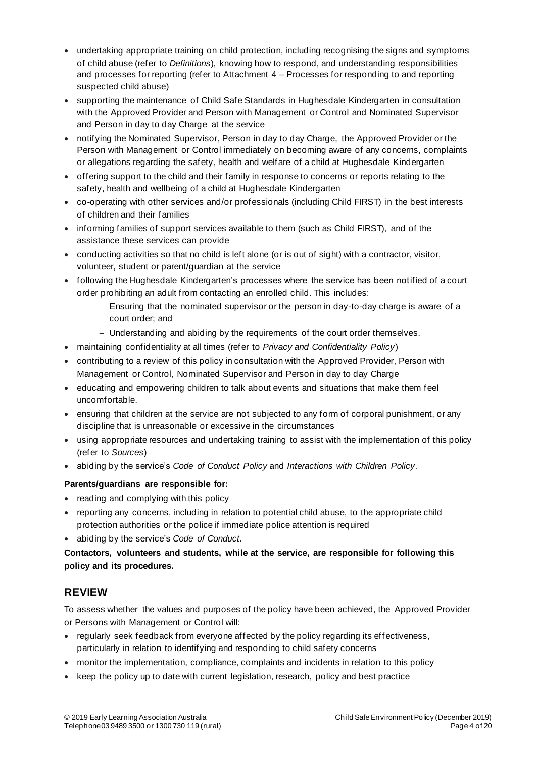- undertaking appropriate training on child protection, including recognising the signs and symptoms of child abuse (refer to *Definitions*), knowing how to respond, and understanding responsibilities and processes for reporting (refer to Attachment 4 – Processes for responding to and reporting suspected child abuse)
- supporting the maintenance of Child Safe Standards in Hughesdale Kindergarten in consultation with the Approved Provider and Person with Management or Control and Nominated Supervisor and Person in day to day Charge at the service
- notifying the Nominated Supervisor, Person in day to day Charge, the Approved Provider or the Person with Management or Control immediately on becoming aware of any concerns, complaints or allegations regarding the safety, health and welfare of a child at Hughesdale Kindergarten
- offering support to the child and their family in response to concerns or reports relating to the safety, health and wellbeing of a child at Hughesdale Kindergarten
- co-operating with other services and/or professionals (including Child FIRST) in the best interests of children and their families
- informing families of support services available to them (such as Child FIRST), and of the assistance these services can provide
- conducting activities so that no child is left alone (or is out of sight) with a contractor, visitor, volunteer, student or parent/guardian at the service
- following the Hughesdale Kindergarten's processes where the service has been notified of a court order prohibiting an adult from contacting an enrolled child. This includes:
  - Ensuring that the nominated supervisor or the person in day-to-day charge is aware of a court order; and
  - Understanding and abiding by the requirements of the court order themselves.
- maintaining confidentiality at all times (refer to *Privacy and Confidentiality Policy*)
- contributing to a review of this policy in consultation with the Approved Provider, Person with Management or Control, Nominated Supervisor and Person in day to day Charge
- educating and empowering children to talk about events and situations that make them feel uncomfortable.
- ensuring that children at the service are not subjected to any form of corporal punishment, or any discipline that is unreasonable or excessive in the circumstances
- using appropriate resources and undertaking training to assist with the implementation of this policy (refer to *Sources*)
- abiding by the service's *Code of Conduct Policy* and *Interactions with Children Policy*.

**Parents/guardians are responsible for:**

- reading and complying with this policy
- reporting any concerns, including in relation to potential child abuse, to the appropriate child protection authorities or the police if immediate police attention is required
- abiding by the service's *Code of Conduct*.

**Contactors, volunteers and students, while at the service, are responsible for following this policy and its procedures.**

## REVIEW

To assess whether the values and purposes of the policy have been achieved, the Approved Provider or Persons with Management or Control will:

- regularly seek feedback from everyone affected by the policy regarding its effectiveness, particularly in relation to identifying and responding to child safety concerns
- monitor the implementation, compliance, complaints and incidents in relation to this policy
- keep the policy up to date with current legislation, research, policy and best practice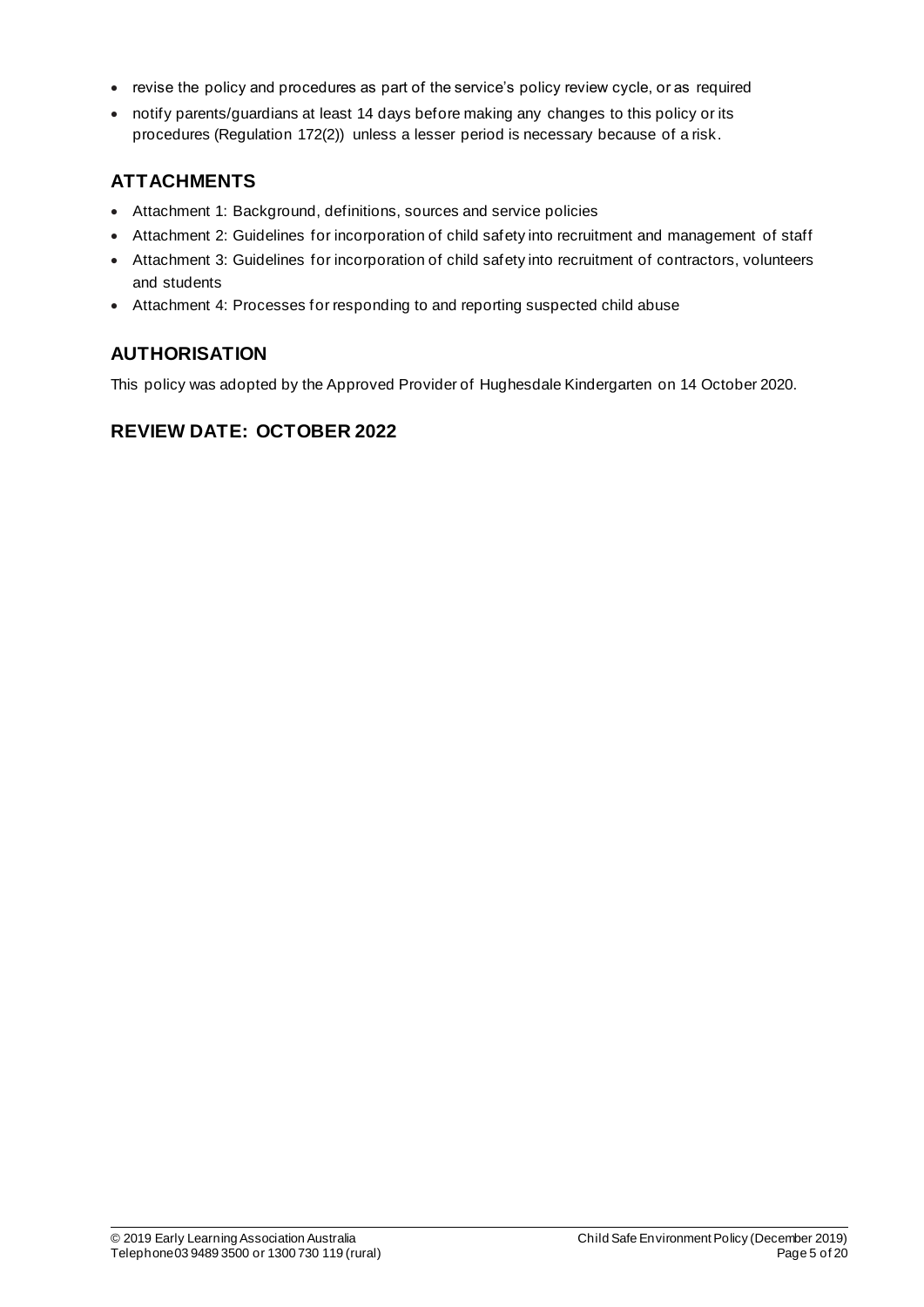- revise the policy and procedures as part of the service's policy review cycle, or as required
- notify parents/guardians at least 14 days before making any changes to this policy or its procedures (Regulation 172(2)) unless a lesser period is necessary because of a risk.

## ATTACHMENTS

- Attachment 1: Background, definitions, sources and service policies
- Attachment 2: Guidelines for incorporation of child safety into recruitment and management of staff
- Attachment 3: Guidelines for incorporation of child safety into recruitment of contractors, volunteers and students
- Attachment 4: Processes for responding to and reporting suspected child abuse

## AUTHORISATION

This policy was adopted by the Approved Provider of Hughesdale Kindergarten on 14 October 2020.

## REVIEW DATE: OCTOBER 2022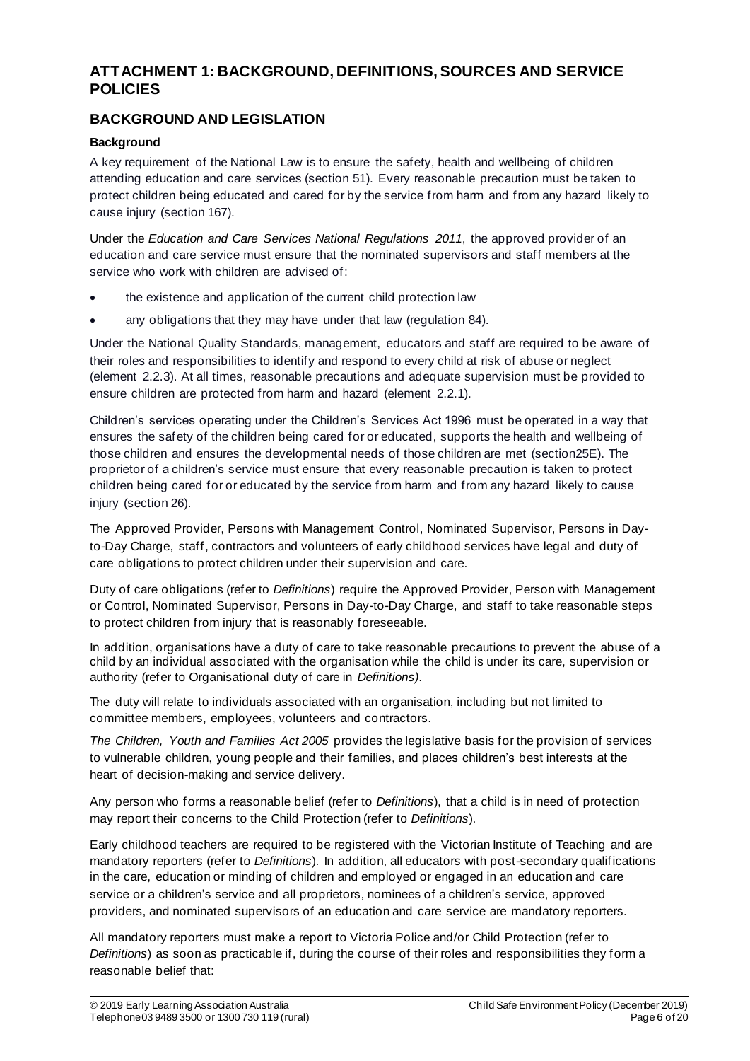## ATTACHMENT 1: BACKGROUND, DEFINITIONS, SOURCES AND SERVICE POLICIES

## BACKGROUND AND LEGISLATION

### Background

A key requirement of the National Law is to ensure the safety, health and wellbeing of children attending education and care services (section 51). Every reasonable precaution must be taken to protect children being educated and cared for by the service from harm and from any hazard likely to cause injury (section 167).

Under the *Education and Care Services National Regulations 2011*, the approved provider of an education and care service must ensure that the nominated supervisors and staff members at the service who work with children are advised of:

- the existence and application of the current child protection law
- any obligations that they may have under that law (regulation 84).

Under the National Quality Standards, management, educators and staff are required to be aware of their roles and responsibilities to identify and respond to every child at risk of abuse or neglect (element 2.2.3). At all times, reasonable precautions and adequate supervision must be provided to ensure children are protected from harm and hazard (element 2.2.1).

Children's services operating under the Children's Services Act 1996 must be operated in a way that ensures the safety of the children being cared for or educated, supports the health and wellbeing of those children and ensures the developmental needs of those children are met (section25E). The proprietor of a children's service must ensure that every reasonable precaution is taken to protect children being cared for or educated by the service from harm and from any hazard likely to cause injury (section 26).

The Approved Provider, Persons with Management Control, Nominated Supervisor, Persons in Day-to-Day Charge, staff, contractors and volunteers of early childhood services have legal and duty of care obligations to protect children under their supervision and care.

Duty of care obligations (refer to *Definitions*) require the Approved Provider, Person with Management or Control, Nominated Supervisor, Persons in Day-to-Day Charge, and staff to take reasonable steps to protect children from injury that is reasonably foreseeable.

In addition, organisations have a duty of care to take reasonable precautions to prevent the abuse of a child by an individual associated with the organisation while the child is under its care, supervision or authority (refer to Organisational duty of care in *Definitions)*.

The duty will relate to individuals associated with an organisation, including but not limited to committee members, employees, volunteers and contractors.

*The Children, Youth and Families Act 2005* provides the legislative basis for the provision of services to vulnerable children, young people and their families, and places children's best interests at the heart of decision-making and service delivery.

Any person who forms a reasonable belief (refer to *Definitions*), that a child is in need of protection may report their concerns to the Child Protection (refer to *Definitions*).

Early childhood teachers are required to be registered with the Victorian Institute of Teaching and are mandatory reporters (refer to *Definitions*). In addition, all educators with post-secondary qualifications in the care, education or minding of children and employed or engaged in an education and care service or a children's service and all proprietors, nominees of a children's service, approved providers, and nominated supervisors of an education and care service are mandatory reporters.

All mandatory reporters must make a report to Victoria Police and/or Child Protection (refer to *Definitions*) as soon as practicable if, during the course of their roles and responsibilities they form a reasonable belief that: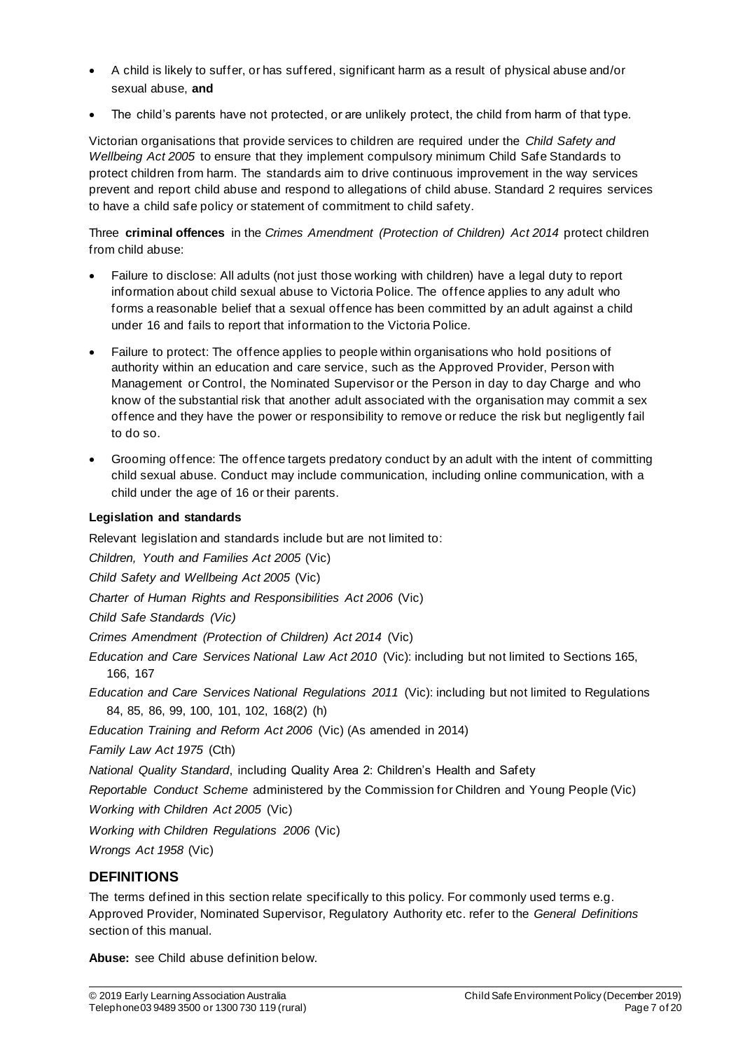- A child is likely to suffer, or has suffered, significant harm as a result of physical abuse and/or sexual abuse, **and**
- The child's parents have not protected, or are unlikely protect, the child from harm of that type.

Victorian organisations that provide services to children are required under the *Child Safety and Wellbeing Act 2005* to ensure that they implement compulsory minimum Child Safe Standards to protect children from harm. The standards aim to drive continuous improvement in the way services prevent and report child abuse and respond to allegations of child abuse. Standard 2 requires services to have a child safe policy or statement of commitment to child safety.

Three **criminal offences** in the *Crimes Amendment (Protection of Children) Act 2014* protect children from child abuse:

- Failure to disclose: All adults (not just those working with children) have a legal duty to report information about child sexual abuse to Victoria Police. The offence applies to any adult who forms a reasonable belief that a sexual offence has been committed by an adult against a child under 16 and fails to report that information to the Victoria Police.
- Failure to protect: The offence applies to people within organisations who hold positions of authority within an education and care service, such as the Approved Provider, Person with Management or Control, the Nominated Supervisor or the Person in day to day Charge and who know of the substantial risk that another adult associated with the organisation may commit a sex offence and they have the power or responsibility to remove or reduce the risk but negligently fail to do so.
- Grooming offence: The offence targets predatory conduct by an adult with the intent of committing child sexual abuse. Conduct may include communication, including online communication, with a child under the age of 16 or their parents.

**Legislation and standards**

Relevant legislation and standards include but are not limited to:

*Children, Youth and Families Act 2005* (Vic)

*Child Safety and Wellbeing Act 2005* (Vic)

*Charter of Human Rights and Responsibilities Act 2006* (Vic)

*Child Safe Standards (Vic)*

*Crimes Amendment (Protection of Children) Act 2014* (Vic)

*Education and Care Services National Law Act 2010* (Vic): including but not limited to Sections 165, 166, 167

*Education and Care Services National Regulations 2011* (Vic): including but not limited to Regulations 84, 85, 86, 99, 100, 101, 102, 168(2) (h)

*Education Training and Reform Act 2006* (Vic) (As amended in 2014)

*Family Law Act 1975* (Cth)

*National Quality Standard*, including Quality Area 2: Children's Health and Safety

*Reportable Conduct Scheme* administered by the Commission for Children and Young People (Vic)

*Working with Children Act 2005* (Vic)

*Working with Children Regulations 2006* (Vic)

*Wrongs Act 1958* (Vic)

## DEFINITIONS

The terms defined in this section relate specifically to this policy. For commonly used terms e.g. Approved Provider, Nominated Supervisor, Regulatory Authority etc. refer to the *General Definitions* section of this manual.

**Abuse:** see Child abuse definition below.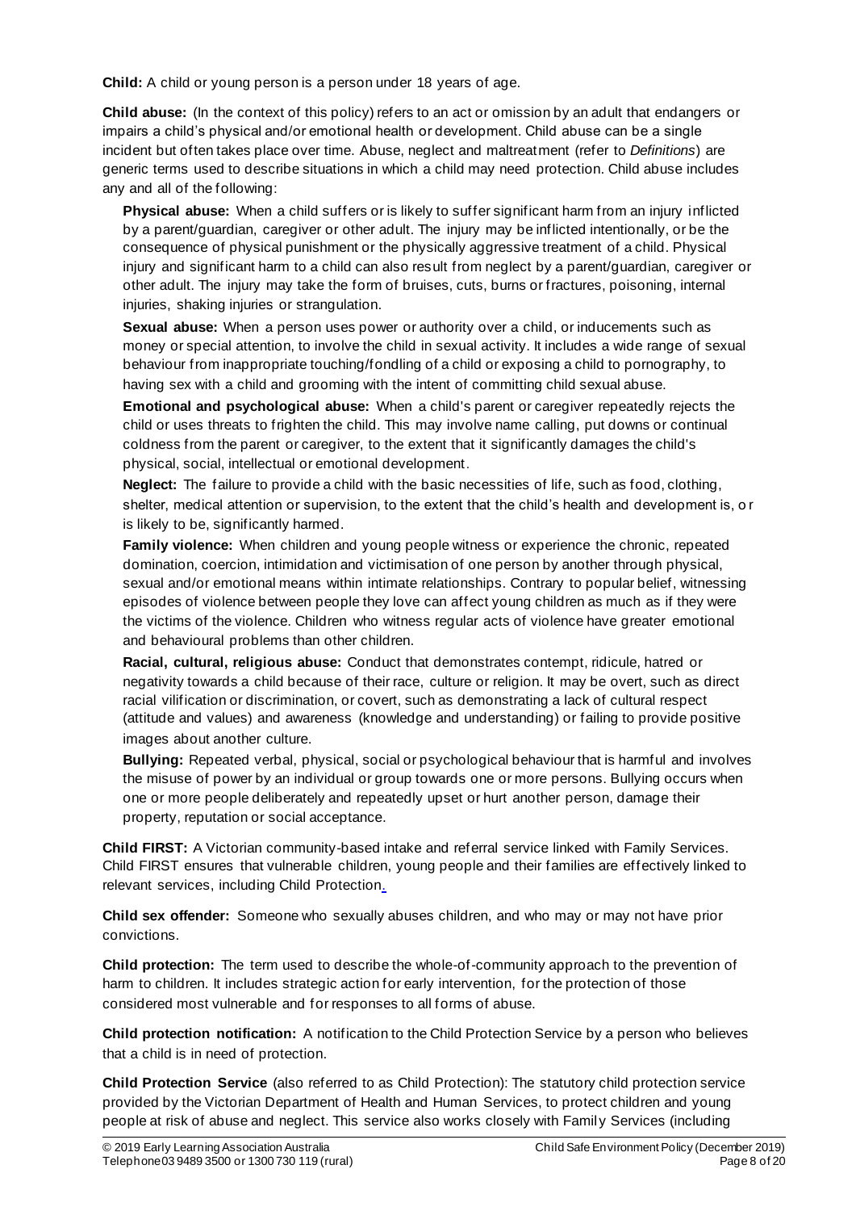**Child:** A child or young person is a person under 18 years of age.

**Child abuse:** (In the context of this policy) refers to an act or omission by an adult that endangers or impairs a child's physical and/or emotional health or development. Child abuse can be a single incident but often takes place over time. Abuse, neglect and maltreatment (refer to *Definitions*) are generic terms used to describe situations in which a child may need protection. Child abuse includes any and all of the following:

**Physical abuse:** When a child suffers or is likely to suffer significant harm from an injury inflicted by a parent/guardian, caregiver or other adult. The injury may be inflicted intentionally, or be the consequence of physical punishment or the physically aggressive treatment of a child. Physical injury and significant harm to a child can also result from neglect by a parent/guardian, caregiver or other adult. The injury may take the form of bruises, cuts, burns or fractures, poisoning, internal injuries, shaking injuries or strangulation.

**Sexual abuse:** When a person uses power or authority over a child, or inducements such as money or special attention, to involve the child in sexual activity. It includes a wide range of sexual behaviour from inappropriate touching/fondling of a child or exposing a child to pornography, to having sex with a child and grooming with the intent of committing child sexual abuse.

**Emotional and psychological abuse:** When a child's parent or caregiver repeatedly rejects the child or uses threats to frighten the child. This may involve name calling, put downs or continual coldness from the parent or caregiver, to the extent that it significantly damages the child's physical, social, intellectual or emotional development.

**Neglect:** The failure to provide a child with the basic necessities of life, such as food, clothing, shelter, medical attention or supervision, to the extent that the child's health and development is, or is likely to be, significantly harmed.

**Family violence:** When children and young people witness or experience the chronic, repeated domination, coercion, intimidation and victimisation of one person by another through physical, sexual and/or emotional means within intimate relationships. Contrary to popular belief, witnessing episodes of violence between people they love can affect young children as much as if they were the victims of the violence. Children who witness regular acts of violence have greater emotional and behavioural problems than other children.

**Racial, cultural, religious abuse:** Conduct that demonstrates contempt, ridicule, hatred or negativity towards a child because of their race, culture or religion. It may be overt, such as direct racial vilification or discrimination, or covert, such as demonstrating a lack of cultural respect (attitude and values) and awareness (knowledge and understanding) or failing to provide positive images about another culture.

**Bullying:** Repeated verbal, physical, social or psychological behaviour that is harmful and involves the misuse of power by an individual or group towards one or more persons. Bullying occurs when one or more people deliberately and repeatedly upset or hurt another person, damage their property, reputation or social acceptance.

**Child FIRST:** A Victorian community-based intake and referral service linked with Family Services. Child FIRST ensures that vulnerable children, young people and their families are effectively linked to relevant services, including Child Protection.

**Child sex offender:** Someone who sexually abuses children, and who may or may not have prior convictions.

**Child protection:** The term used to describe the whole-of-community approach to the prevention of harm to children. It includes strategic action for early intervention, for the protection of those considered most vulnerable and for responses to all forms of abuse.

**Child protection notification:** A notification to the Child Protection Service by a person who believes that a child is in need of protection.

**Child Protection Service** (also referred to as Child Protection): The statutory child protection service provided by the Victorian Department of Health and Human Services, to protect children and young people at risk of abuse and neglect. This service also works closely with Family Services (including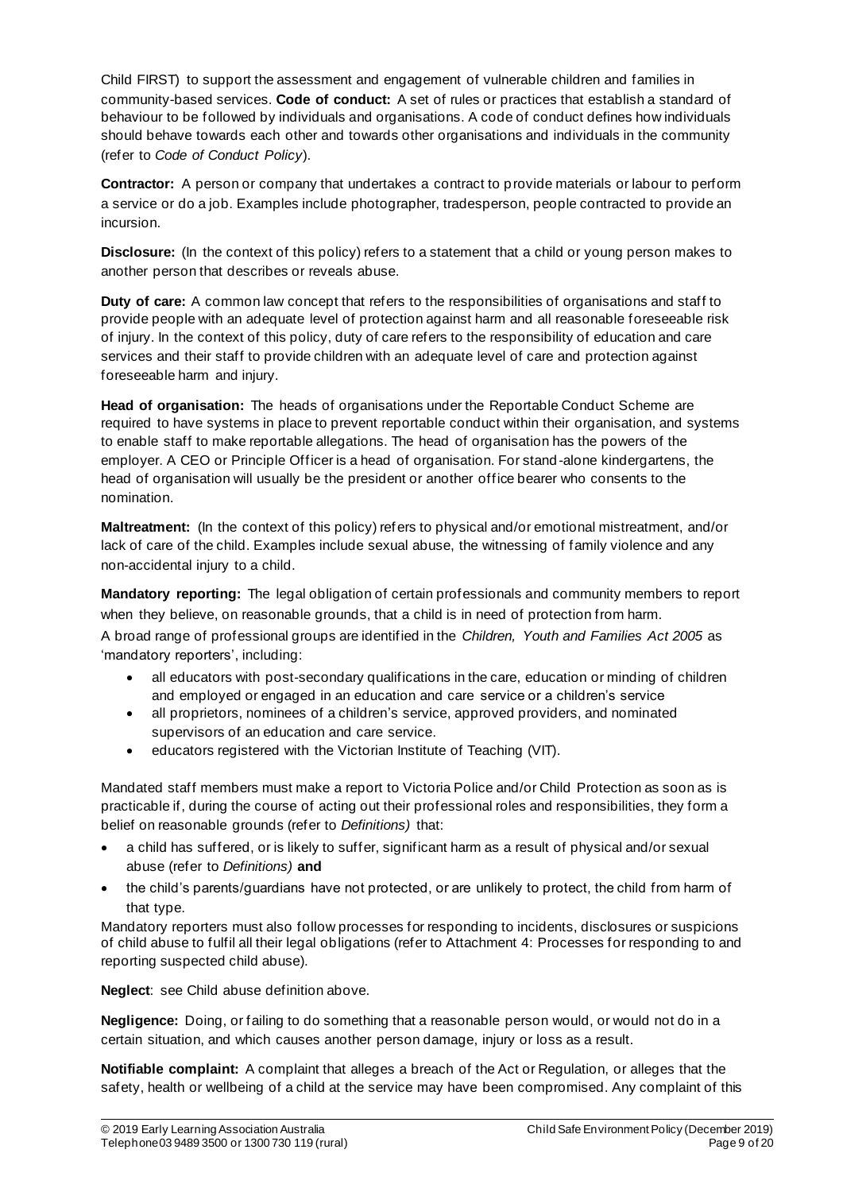Child FIRST) to support the assessment and engagement of vulnerable children and families in community-based services. **Code of conduct:** A set of rules or practices that establish a standard of behaviour to be followed by individuals and organisations. A code of conduct defines how individuals should behave towards each other and towards other organisations and individuals in the community (refer to *Code of Conduct Policy*).

**Contractor:** A person or company that undertakes a contract to provide materials or labour to perform a service or do a job. Examples include photographer, tradesperson, people contracted to provide an incursion.

**Disclosure:** (In the context of this policy) refers to a statement that a child or young person makes to another person that describes or reveals abuse.

**Duty of care:** A common law concept that refers to the responsibilities of organisations and staff to provide people with an adequate level of protection against harm and all reasonable foreseeable risk of injury. In the context of this policy, duty of care refers to the responsibility of education and care services and their staff to provide children with an adequate level of care and protection against foreseeable harm and injury.

**Head of organisation:** The heads of organisations under the Reportable Conduct Scheme are required to have systems in place to prevent reportable conduct within their organisation, and systems to enable staff to make reportable allegations. The head of organisation has the powers of the employer. A CEO or Principle Officer is a head of organisation. For stand-alone kindergartens, the head of organisation will usually be the president or another office bearer who consents to the nomination.

**Maltreatment:** (In the context of this policy) refers to physical and/or emotional mistreatment, and/or lack of care of the child. Examples include sexual abuse, the witnessing of family violence and any non-accidental injury to a child.

**Mandatory reporting:** The legal obligation of certain professionals and community members to report when they believe, on reasonable grounds, that a child is in need of protection from harm.

A broad range of professional groups are identified in the *Children, Youth and Families Act 2005* as 'mandatory reporters', including:

- all educators with post-secondary qualifications in the care, education or minding of children and employed or engaged in an education and care service or a children's service
- all proprietors, nominees of a children's service, approved providers, and nominated supervisors of an education and care service.
- educators registered with the Victorian Institute of Teaching (VIT).

Mandated staff members must make a report to Victoria Police and/or Child Protection as soon as is practicable if, during the course of acting out their professional roles and responsibilities, they form a belief on reasonable grounds (refer to *Definitions)* that:

- a child has suffered, or is likely to suffer, significant harm as a result of physical and/or sexual abuse (refer to *Definitions)* **and**
- the child's parents/guardians have not protected, or are unlikely to protect, the child from harm of that type.

Mandatory reporters must also follow processes for responding to incidents, disclosures or suspicions of child abuse to fulfil all their legal obligations (refer to Attachment 4: Processes for responding to and reporting suspected child abuse).

**Neglect**: see Child abuse definition above.

**Negligence:** Doing, or failing to do something that a reasonable person would, or would not do in a certain situation, and which causes another person damage, injury or loss as a result.

**Notifiable complaint:** A complaint that alleges a breach of the Act or Regulation, or alleges that the safety, health or wellbeing of a child at the service may have been compromised. Any complaint of this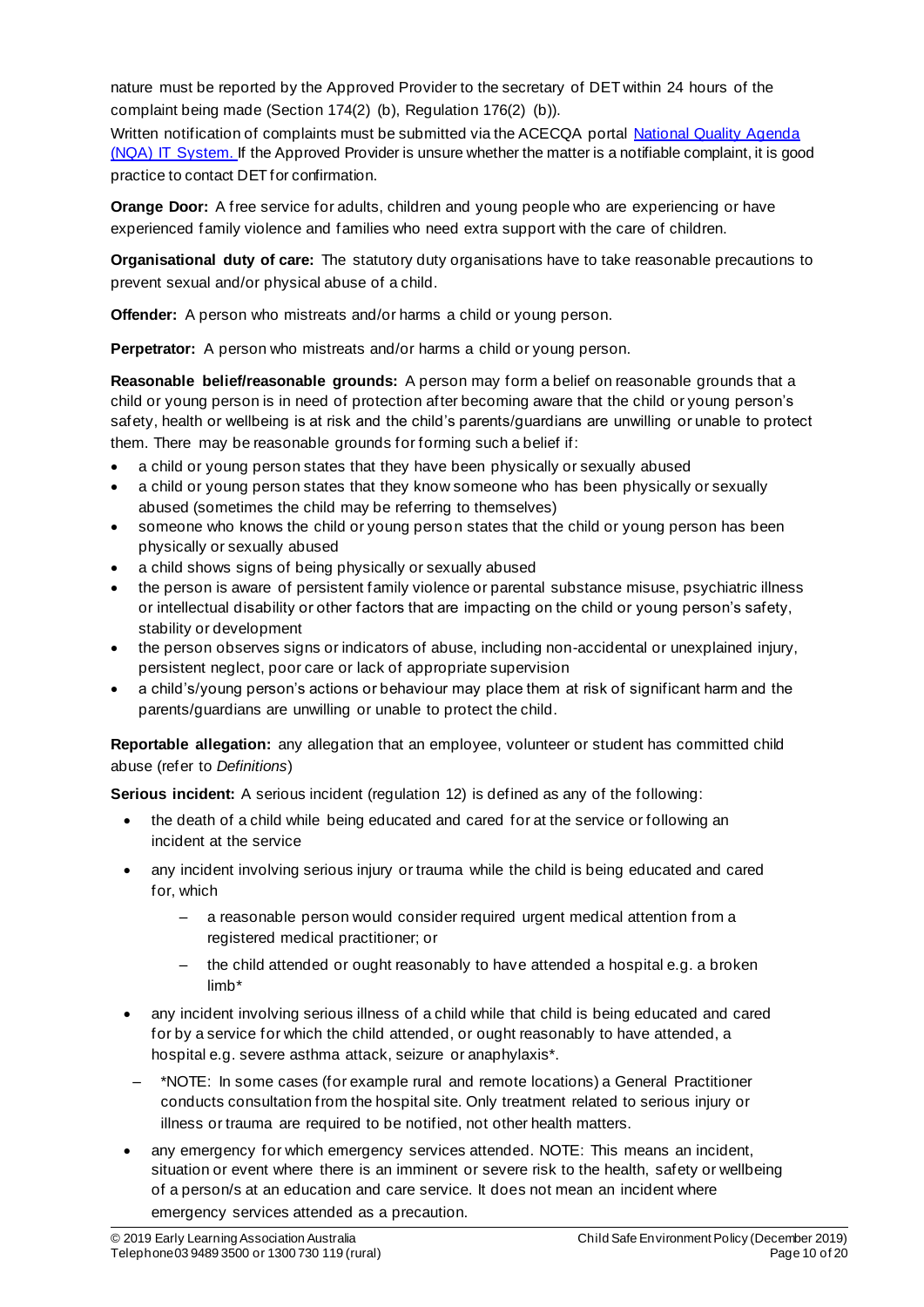nature must be reported by the Approved Provider to the secretary of DET within 24 hours of the complaint being made (Section 174(2) (b), Regulation 176(2) (b)).

Written notification of complaints must be submitted via the ACECQA portal [National Quality Agenda (NQA) IT System.](#) If the Approved Provider is unsure whether the matter is a notifiable complaint, it is good practice to contact DET for confirmation.

**Orange Door:** A free service for adults, children and young people who are experiencing or have experienced family violence and families who need extra support with the care of children.

**Organisational duty of care:** The statutory duty organisations have to take reasonable precautions to prevent sexual and/or physical abuse of a child.

**Offender:** A person who mistreats and/or harms a child or young person.

**Perpetrator:** A person who mistreats and/or harms a child or young person.

**Reasonable belief/reasonable grounds:** A person may form a belief on reasonable grounds that a child or young person is in need of protection after becoming aware that the child or young person's safety, health or wellbeing is at risk and the child's parents/guardians are unwilling or unable to protect them. There may be reasonable grounds for forming such a belief if:

- a child or young person states that they have been physically or sexually abused
- a child or young person states that they know someone who has been physically or sexually abused (sometimes the child may be referring to themselves)
- someone who knows the child or young person states that the child or young person has been physically or sexually abused
- a child shows signs of being physically or sexually abused
- the person is aware of persistent family violence or parental substance misuse, psychiatric illness or intellectual disability or other factors that are impacting on the child or young person's safety, stability or development
- the person observes signs or indicators of abuse, including non-accidental or unexplained injury, persistent neglect, poor care or lack of appropriate supervision
- a child's/young person's actions or behaviour may place them at risk of significant harm and the parents/guardians are unwilling or unable to protect the child.

**Reportable allegation:** any allegation that an employee, volunteer or student has committed child abuse (refer to *Definitions*)

**Serious incident:** A serious incident (regulation 12) is defined as any of the following:

- the death of a child while being educated and cared for at the service or following an incident at the service
- any incident involving serious injury or trauma while the child is being educated and cared for, which
  - a reasonable person would consider required urgent medical attention from a registered medical practitioner; or
  - the child attended or ought reasonably to have attended a hospital e.g. a broken limb*
- any incident involving serious illness of a child while that child is being educated and cared for by a service for which the child attended, or ought reasonably to have attended, a hospital e.g. severe asthma attack, seizure or anaphylaxis*.
  - *NOTE: In some cases (for example rural and remote locations) a General Practitioner conducts consultation from the hospital site. Only treatment related to serious injury or illness or trauma are required to be notified, not other health matters.
- any emergency for which emergency services attended. NOTE: This means an incident, situation or event where there is an imminent or severe risk to the health, safety or wellbeing of a person/s at an education and care service. It does not mean an incident where emergency services attended as a precaution.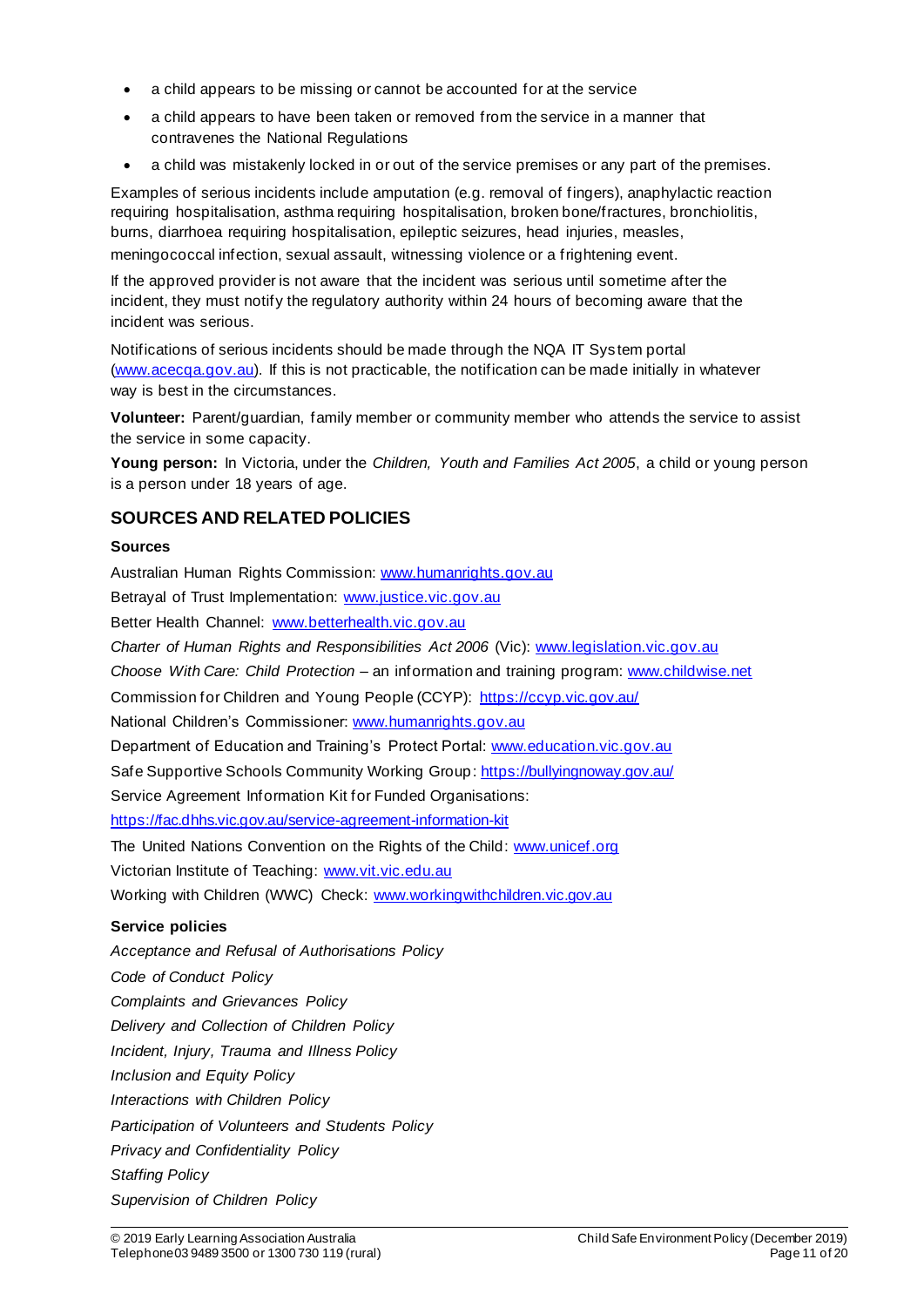- a child appears to be missing or cannot be accounted for at the service
- a child appears to have been taken or removed from the service in a manner that contravenes the National Regulations
- a child was mistakenly locked in or out of the service premises or any part of the premises.

Examples of serious incidents include amputation (e.g. removal of fingers), anaphylactic reaction requiring hospitalisation, asthma requiring hospitalisation, broken bone/fractures, bronchiolitis, burns, diarrhoea requiring hospitalisation, epileptic seizures, head injuries, measles, meningococcal infection, sexual assault, witnessing violence or a frightening event.

If the approved provider is not aware that the incident was serious until sometime after the incident, they must notify the regulatory authority within 24 hours of becoming aware that the incident was serious.

Notifications of serious incidents should be made through the NQA IT System portal (www.acecqa.gov.au). If this is not practicable, the notification can be made initially in whatever way is best in the circumstances.

**Volunteer:** Parent/guardian, family member or community member who attends the service to assist the service in some capacity.

**Young person:** In Victoria, under the *Children, Youth and Families Act 2005*, a child or young person is a person under 18 years of age.

## SOURCES AND RELATED POLICIES

### Sources

Australian Human Rights Commission: www.humanrights.gov.au

Betrayal of Trust Implementation: www.justice.vic.gov.au

Better Health Channel: www.betterhealth.vic.gov.au

*Charter of Human Rights and Responsibilities Act 2006* (Vic): www.legislation.vic.gov.au

*Choose With Care: Child Protection* – an information and training program: www.childwise.net

Commission for Children and Young People (CCYP): https://ccyp.vic.gov.au/

National Children's Commissioner: www.humanrights.gov.au

Department of Education and Training's Protect Portal: www.education.vic.gov.au

Safe Supportive Schools Community Working Group: https://bullyingnoway.gov.au/

Service Agreement Information Kit for Funded Organisations: https://fac.dhhs.vic.gov.au/service-agreement-information-kit

The United Nations Convention on the Rights of the Child: www.unicef.org

Victorian Institute of Teaching: www.vit.vic.edu.au

Working with Children (WWC) Check: www.workingwithchildren.vic.gov.au

### Service policies

*Acceptance and Refusal of Authorisations Policy*

*Code of Conduct Policy*

*Complaints and Grievances Policy*

*Delivery and Collection of Children Policy*

*Incident, Injury, Trauma and Illness Policy*

*Inclusion and Equity Policy*

*Interactions with Children Policy*

*Participation of Volunteers and Students Policy*

*Privacy and Confidentiality Policy*

*Staffing Policy*

*Supervision of Children Policy*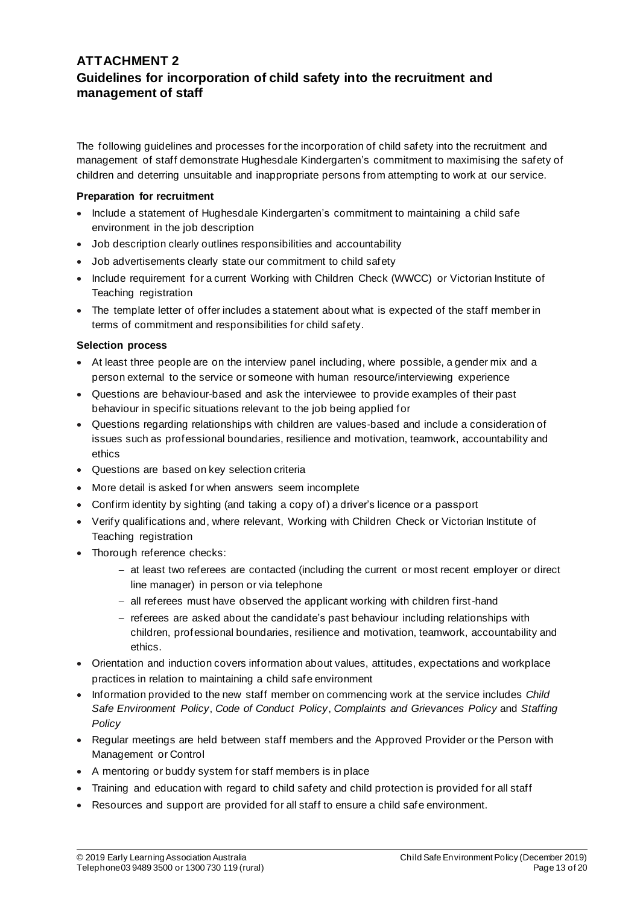# ATTACHMENT 2

## Guidelines for incorporation of child safety into the recruitment and management of staff

The following guidelines and processes for the incorporation of child safety into the recruitment and management of staff demonstrate Hughesdale Kindergarten's commitment to maximising the safety of children and deterring unsuitable and inappropriate persons from attempting to work at our service.

**Preparation for recruitment**

- Include a statement of Hughesdale Kindergarten's commitment to maintaining a child safe environment in the job description
- Job description clearly outlines responsibilities and accountability
- Job advertisements clearly state our commitment to child safety
- Include requirement for a current Working with Children Check (WWCC) or Victorian Institute of Teaching registration
- The template letter of offer includes a statement about what is expected of the staff member in terms of commitment and responsibilities for child safety.

**Selection process**

- At least three people are on the interview panel including, where possible, a gender mix and a person external to the service or someone with human resource/interviewing experience
- Questions are behaviour-based and ask the interviewee to provide examples of their past behaviour in specific situations relevant to the job being applied for
- Questions regarding relationships with children are values-based and include a consideration of issues such as professional boundaries, resilience and motivation, teamwork, accountability and ethics
- Questions are based on key selection criteria
- More detail is asked for when answers seem incomplete
- Confirm identity by sighting (and taking a copy of) a driver's licence or a passport
- Verify qualifications and, where relevant, Working with Children Check or Victorian Institute of Teaching registration
- Thorough reference checks:
  - at least two referees are contacted (including the current or most recent employer or direct line manager) in person or via telephone
  - all referees must have observed the applicant working with children first-hand
  - referees are asked about the candidate's past behaviour including relationships with children, professional boundaries, resilience and motivation, teamwork, accountability and ethics.
- Orientation and induction covers information about values, attitudes, expectations and workplace practices in relation to maintaining a child safe environment
- Information provided to the new staff member on commencing work at the service includes *Child Safe Environment Policy*, *Code of Conduct Policy*, *Complaints and Grievances Policy* and *Staffing Policy*
- Regular meetings are held between staff members and the Approved Provider or the Person with Management or Control
- A mentoring or buddy system for staff members is in place
- Training and education with regard to child safety and child protection is provided for all staff
- Resources and support are provided for all staff to ensure a child safe environment.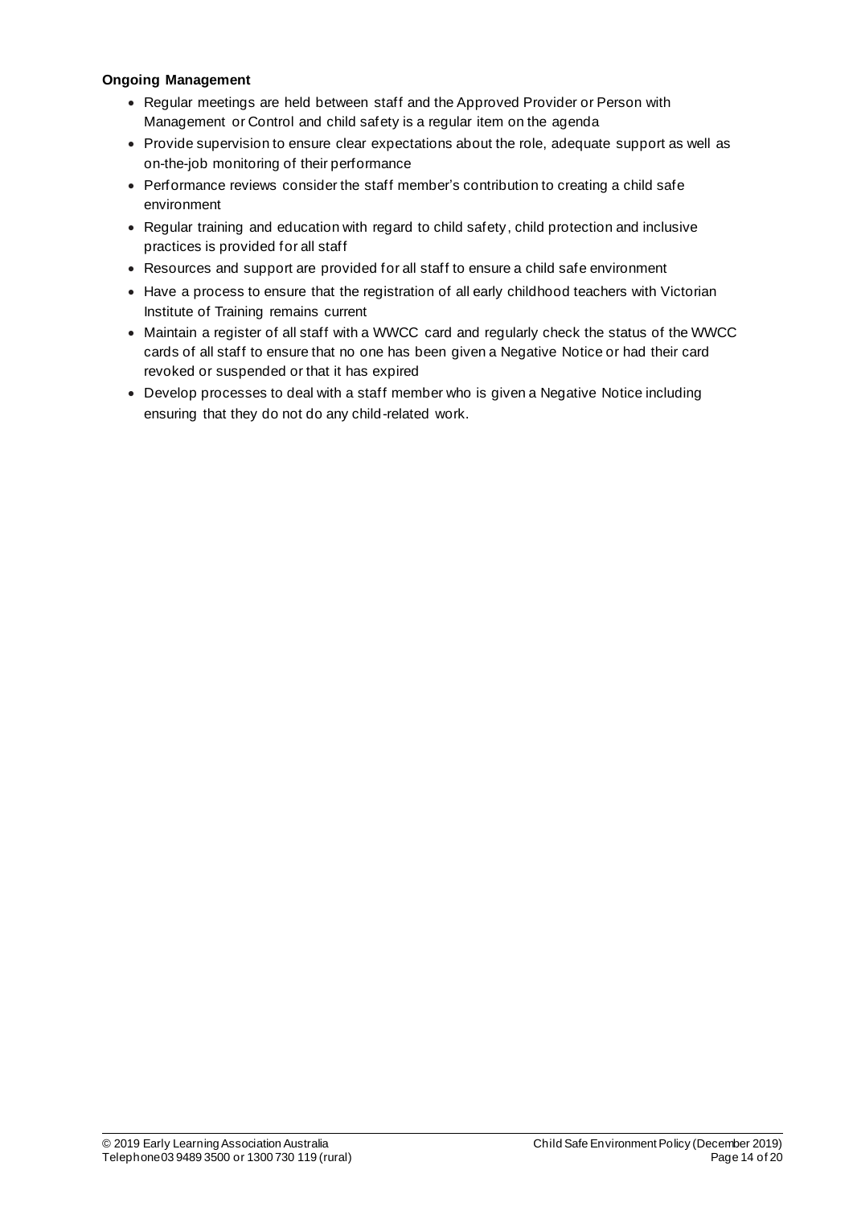**Ongoing Management**

- Regular meetings are held between staff and the Approved Provider or Person with Management or Control and child safety is a regular item on the agenda
- Provide supervision to ensure clear expectations about the role, adequate support as well as on-the-job monitoring of their performance
- Performance reviews consider the staff member's contribution to creating a child safe environment
- Regular training and education with regard to child safety, child protection and inclusive practices is provided for all staff
- Resources and support are provided for all staff to ensure a child safe environment
- Have a process to ensure that the registration of all early childhood teachers with Victorian Institute of Training remains current
- Maintain a register of all staff with a WWCC card and regularly check the status of the WWCC cards of all staff to ensure that no one has been given a Negative Notice or had their card revoked or suspended or that it has expired
- Develop processes to deal with a staff member who is given a Negative Notice including ensuring that they do not do any child-related work.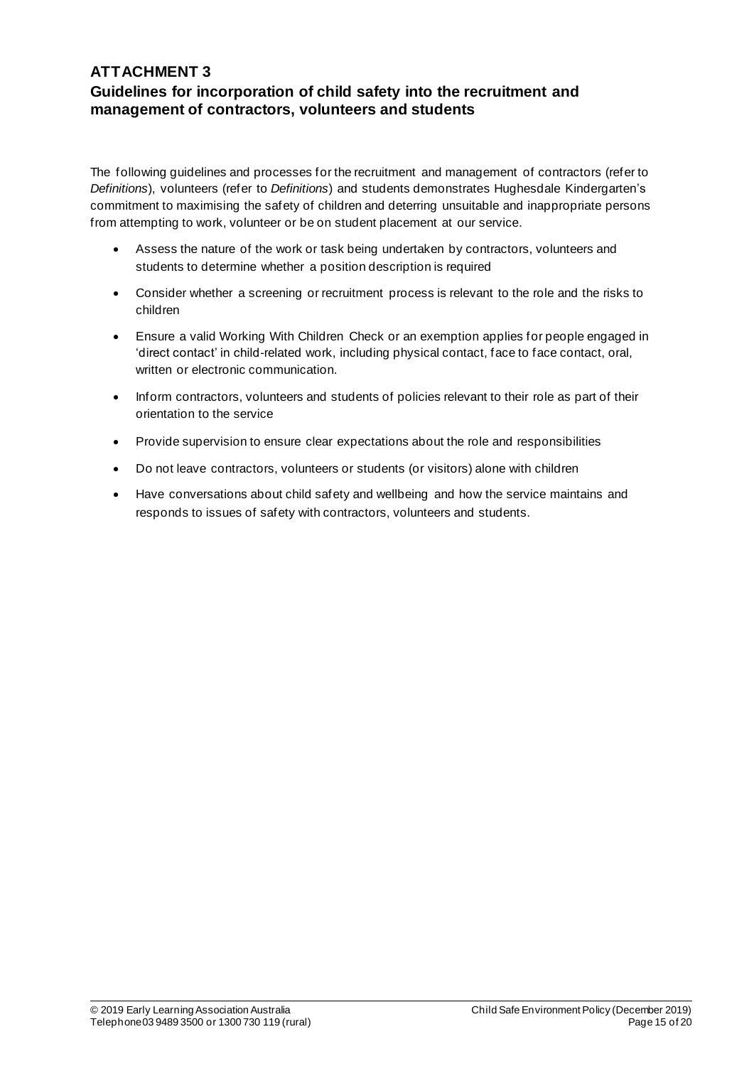## ATTACHMENT 3

### Guidelines for incorporation of child safety into the recruitment and management of contractors, volunteers and students

The following guidelines and processes for the recruitment and management of contractors (refer to *Definitions*), volunteers (refer to *Definitions*) and students demonstrates Hughesdale Kindergarten's commitment to maximising the safety of children and deterring unsuitable and inappropriate persons from attempting to work, volunteer or be on student placement at our service.

- Assess the nature of the work or task being undertaken by contractors, volunteers and students to determine whether a position description is required
- Consider whether a screening or recruitment process is relevant to the role and the risks to children
- Ensure a valid Working With Children Check or an exemption applies for people engaged in 'direct contact' in child-related work, including physical contact, face to face contact, oral, written or electronic communication.
- Inform contractors, volunteers and students of policies relevant to their role as part of their orientation to the service
- Provide supervision to ensure clear expectations about the role and responsibilities
- Do not leave contractors, volunteers or students (or visitors) alone with children
- Have conversations about child safety and wellbeing and how the service maintains and responds to issues of safety with contractors, volunteers and students.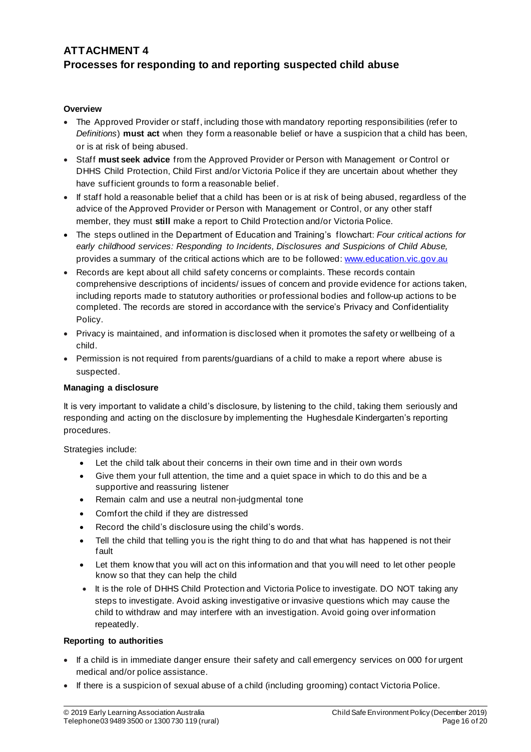# ATTACHMENT 4
## Processes for responding to and reporting suspected child abuse

**Overview**

- The Approved Provider or staff, including those with mandatory reporting responsibilities (refer to *Definitions*) **must act** when they form a reasonable belief or have a suspicion that a child has been, or is at risk of being abused.
- Staff **must seek advice** from the Approved Provider or Person with Management or Control or DHHS Child Protection, Child First and/or Victoria Police if they are uncertain about whether they have sufficient grounds to form a reasonable belief.
- If staff hold a reasonable belief that a child has been or is at risk of being abused, regardless of the advice of the Approved Provider or Person with Management or Control, or any other staff member, they must **still** make a report to Child Protection and/or Victoria Police.
- The steps outlined in the Department of Education and Training's flowchart: *Four critical actions for early childhood services: Responding to Incidents, Disclosures and Suspicions of Child Abuse,* provides a summary of the critical actions which are to be followed: [www.education.vic.gov.au](http://www.education.vic.gov.au)
- Records are kept about all child safety concerns or complaints. These records contain comprehensive descriptions of incidents/ issues of concern and provide evidence for actions taken, including reports made to statutory authorities or professional bodies and follow-up actions to be completed. The records are stored in accordance with the service's Privacy and Confidentiality Policy.
- Privacy is maintained, and information is disclosed when it promotes the safety or wellbeing of a child.
- Permission is not required from parents/guardians of a child to make a report where abuse is suspected.

**Managing a disclosure**

It is very important to validate a child's disclosure, by listening to the child, taking them seriously and responding and acting on the disclosure by implementing the Hughesdale Kindergarten's reporting procedures.

Strategies include:

- Let the child talk about their concerns in their own time and in their own words
- Give them your full attention, the time and a quiet space in which to do this and be a supportive and reassuring listener
- Remain calm and use a neutral non-judgmental tone
- Comfort the child if they are distressed
- Record the child's disclosure using the child's words.
- Tell the child that telling you is the right thing to do and that what has happened is not their fault
- Let them know that you will act on this information and that you will need to let other people know so that they can help the child
- It is the role of DHHS Child Protection and Victoria Police to investigate. DO NOT taking any steps to investigate. Avoid asking investigative or invasive questions which may cause the child to withdraw and may interfere with an investigation. Avoid going over information repeatedly.

**Reporting to authorities**

- If a child is in immediate danger ensure their safety and call emergency services on 000 for urgent medical and/or police assistance.
- If there is a suspicion of sexual abuse of a child (including grooming) contact Victoria Police.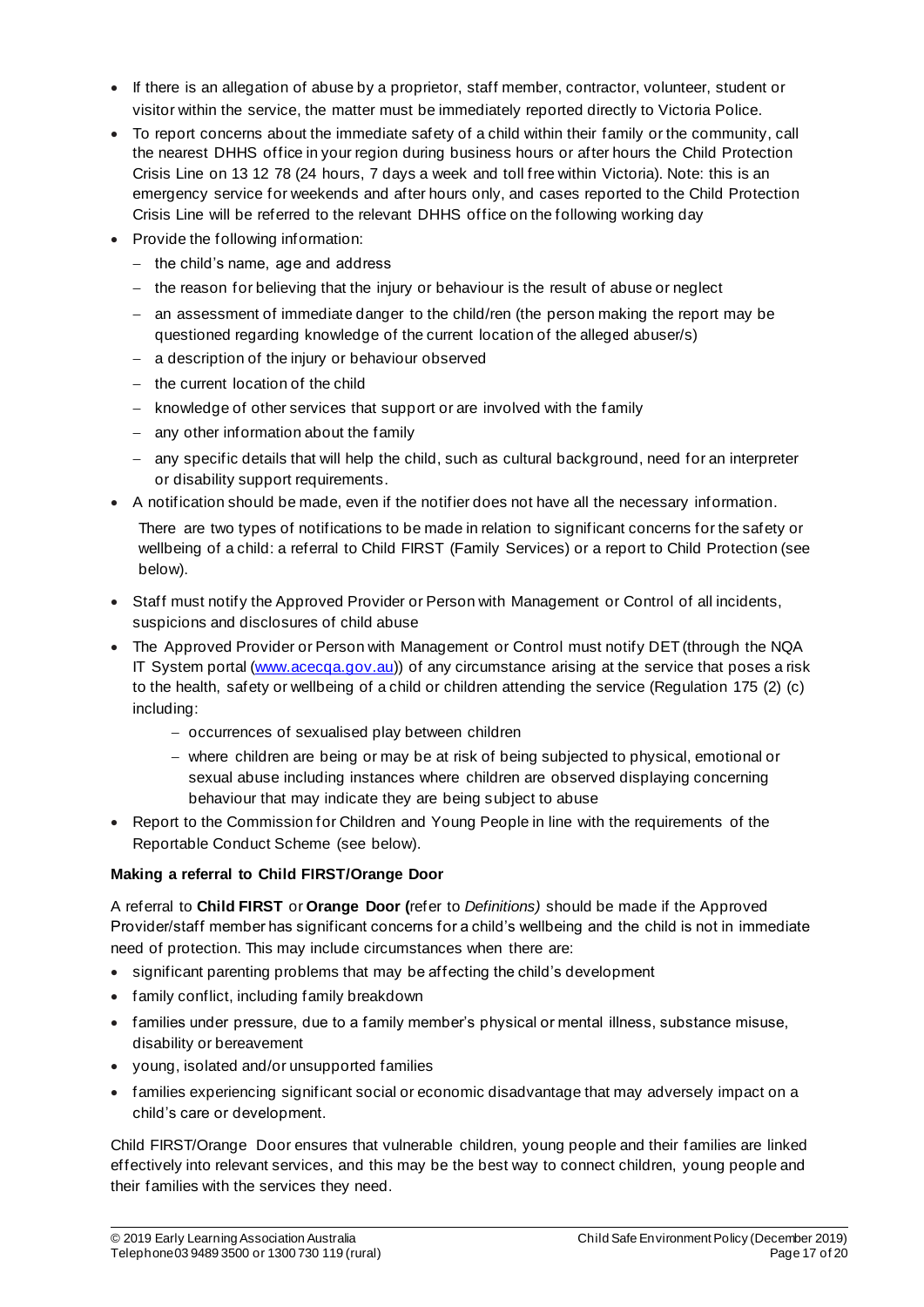- If there is an allegation of abuse by a proprietor, staff member, contractor, volunteer, student or visitor within the service, the matter must be immediately reported directly to Victoria Police.
- To report concerns about the immediate safety of a child within their family or the community, call the nearest DHHS office in your region during business hours or after hours the Child Protection Crisis Line on 13 12 78 (24 hours, 7 days a week and toll free within Victoria). Note: this is an emergency service for weekends and after hours only, and cases reported to the Child Protection Crisis Line will be referred to the relevant DHHS office on the following working day
- Provide the following information:
  - the child's name, age and address
  - the reason for believing that the injury or behaviour is the result of abuse or neglect
  - an assessment of immediate danger to the child/ren (the person making the report may be questioned regarding knowledge of the current location of the alleged abuser/s)
  - a description of the injury or behaviour observed
  - the current location of the child
  - knowledge of other services that support or are involved with the family
  - any other information about the family
  - any specific details that will help the child, such as cultural background, need for an interpreter or disability support requirements.
- A notification should be made, even if the notifier does not have all the necessary information.

  There are two types of notifications to be made in relation to significant concerns for the safety or wellbeing of a child: a referral to Child FIRST (Family Services) or a report to Child Protection (see below).

- Staff must notify the Approved Provider or Person with Management or Control of all incidents, suspicions and disclosures of child abuse
- The Approved Provider or Person with Management or Control must notify DET (through the NQA IT System portal ([www.acecqa.gov.au](www.acecqa.gov.au))) of any circumstance arising at the service that poses a risk to the health, safety or wellbeing of a child or children attending the service (Regulation 175 (2) (c) including:
  - occurrences of sexualised play between children
  - where children are being or may be at risk of being subjected to physical, emotional or sexual abuse including instances where children are observed displaying concerning behaviour that may indicate they are being subject to abuse
- Report to the Commission for Children and Young People in line with the requirements of the Reportable Conduct Scheme (see below).

**Making a referral to Child FIRST/Orange Door**

A referral to **Child FIRST** or **Orange Door (**refer to *Definitions)* should be made if the Approved Provider/staff member has significant concerns for a child's wellbeing and the child is not in immediate need of protection. This may include circumstances when there are:

- significant parenting problems that may be affecting the child's development
- family conflict, including family breakdown
- families under pressure, due to a family member's physical or mental illness, substance misuse, disability or bereavement
- young, isolated and/or unsupported families
- families experiencing significant social or economic disadvantage that may adversely impact on a child's care or development.

Child FIRST/Orange Door ensures that vulnerable children, young people and their families are linked effectively into relevant services, and this may be the best way to connect children, young people and their families with the services they need.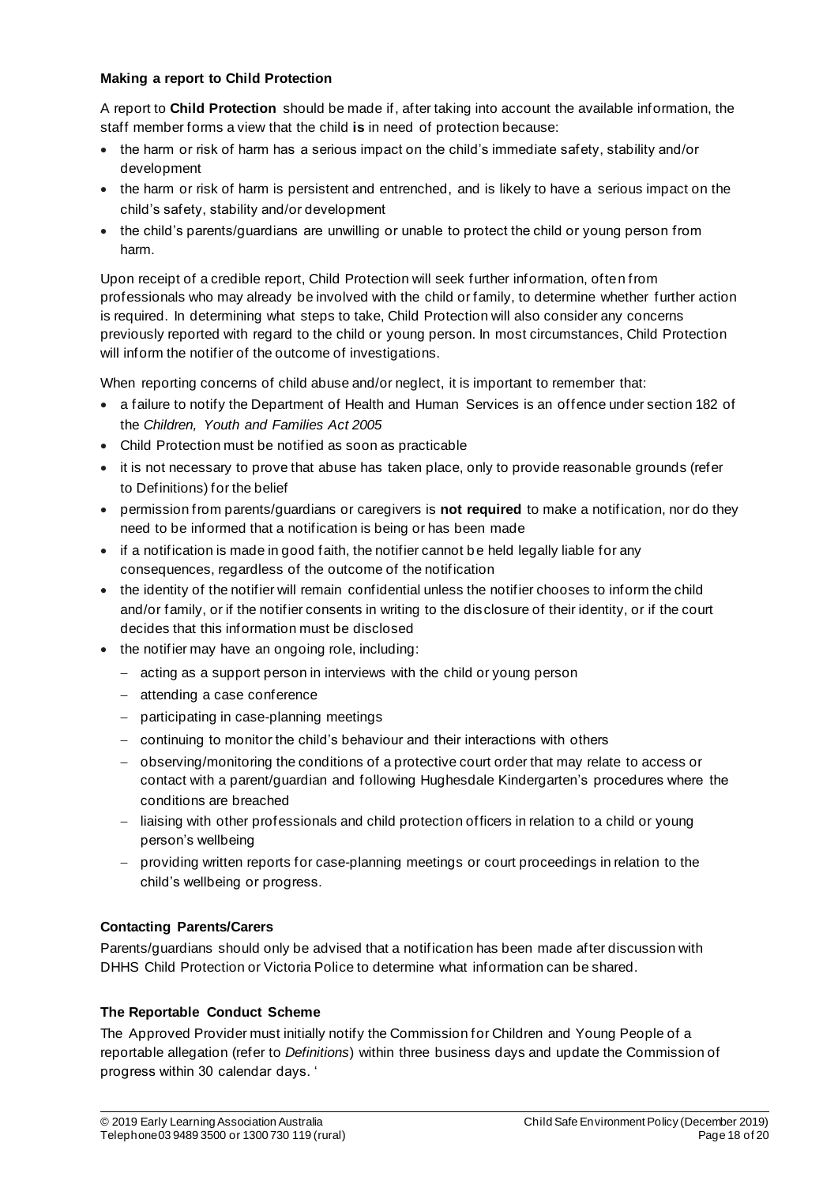**Making a report to Child Protection**

A report to **Child Protection** should be made if, after taking into account the available information, the staff member forms a view that the child **is** in need of protection because:

- the harm or risk of harm has a serious impact on the child's immediate safety, stability and/or development
- the harm or risk of harm is persistent and entrenched, and is likely to have a serious impact on the child's safety, stability and/or development
- the child's parents/guardians are unwilling or unable to protect the child or young person from harm.

Upon receipt of a credible report, Child Protection will seek further information, often from professionals who may already be involved with the child or family, to determine whether further action is required. In determining what steps to take, Child Protection will also consider any concerns previously reported with regard to the child or young person. In most circumstances, Child Protection will inform the notifier of the outcome of investigations.

When reporting concerns of child abuse and/or neglect, it is important to remember that:

- a failure to notify the Department of Health and Human Services is an offence under section 182 of the *Children, Youth and Families Act 2005*
- Child Protection must be notified as soon as practicable
- it is not necessary to prove that abuse has taken place, only to provide reasonable grounds (refer to Definitions) for the belief
- permission from parents/guardians or caregivers is **not required** to make a notification, nor do they need to be informed that a notification is being or has been made
- if a notification is made in good faith, the notifier cannot be held legally liable for any consequences, regardless of the outcome of the notification
- the identity of the notifier will remain confidential unless the notifier chooses to inform the child and/or family, or if the notifier consents in writing to the disclosure of their identity, or if the court decides that this information must be disclosed
- the notifier may have an ongoing role, including:
  - acting as a support person in interviews with the child or young person
  - attending a case conference
  - participating in case-planning meetings
  - continuing to monitor the child's behaviour and their interactions with others
  - observing/monitoring the conditions of a protective court order that may relate to access or contact with a parent/guardian and following Hughesdale Kindergarten's procedures where the conditions are breached
  - liaising with other professionals and child protection officers in relation to a child or young person's wellbeing
  - providing written reports for case-planning meetings or court proceedings in relation to the child's wellbeing or progress.

**Contacting Parents/Carers**

Parents/guardians should only be advised that a notification has been made after discussion with DHHS Child Protection or Victoria Police to determine what information can be shared.

**The Reportable Conduct Scheme**

The Approved Provider must initially notify the Commission for Children and Young People of a reportable allegation (refer to *Definitions*) within three business days and update the Commission of progress within 30 calendar days. '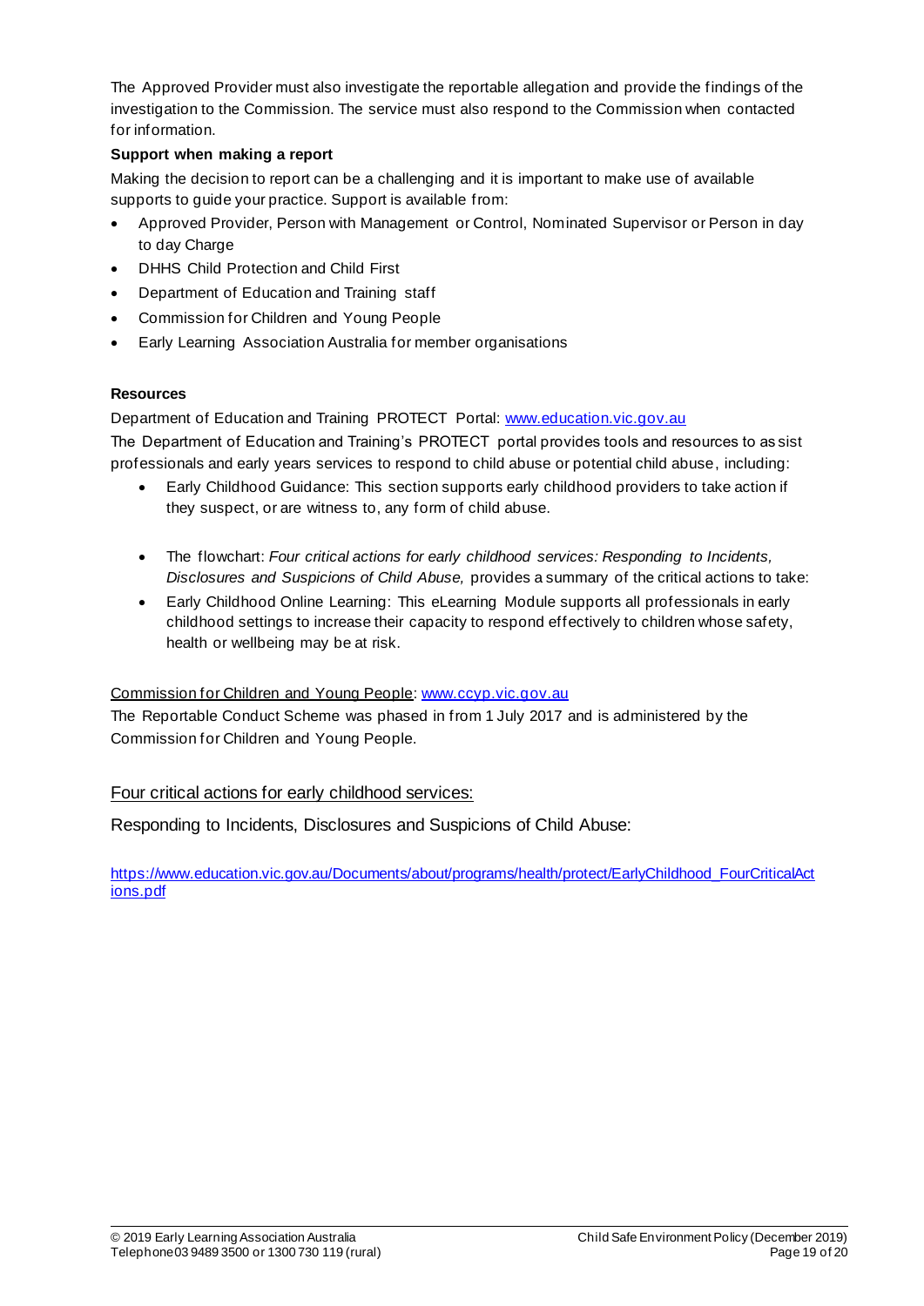The Approved Provider must also investigate the reportable allegation and provide the findings of the investigation to the Commission. The service must also respond to the Commission when contacted for information.

**Support when making a report**

Making the decision to report can be a challenging and it is important to make use of available supports to guide your practice. Support is available from:

- Approved Provider, Person with Management or Control, Nominated Supervisor or Person in day to day Charge
- DHHS Child Protection and Child First
- Department of Education and Training staff
- Commission for Children and Young People
- Early Learning Association Australia for member organisations

**Resources**

Department of Education and Training PROTECT Portal: [www.education.vic.gov.au](www.education.vic.gov.au)

The Department of Education and Training's PROTECT portal provides tools and resources to assist professionals and early years services to respond to child abuse or potential child abuse, including:

- Early Childhood Guidance: This section supports early childhood providers to take action if they suspect, or are witness to, any form of child abuse.
- The flowchart: *Four critical actions for early childhood services: Responding to Incidents, Disclosures and Suspicions of Child Abuse,* provides a summary of the critical actions to take:
- Early Childhood Online Learning: This eLearning Module supports all professionals in early childhood settings to increase their capacity to respond effectively to children whose safety, health or wellbeing may be at risk.

Commission for Children and Young People: [www.ccyp.vic.gov.au](www.ccyp.vic.gov.au)

The Reportable Conduct Scheme was phased in from 1 July 2017 and is administered by the Commission for Children and Young People.

Four critical actions for early childhood services:

Responding to Incidents, Disclosures and Suspicions of Child Abuse:

[https://www.education.vic.gov.au/Documents/about/programs/health/protect/EarlyChildhood_FourCriticalActions.pdf](https://www.education.vic.gov.au/Documents/about/programs/health/protect/EarlyChildhood_FourCriticalActions.pdf)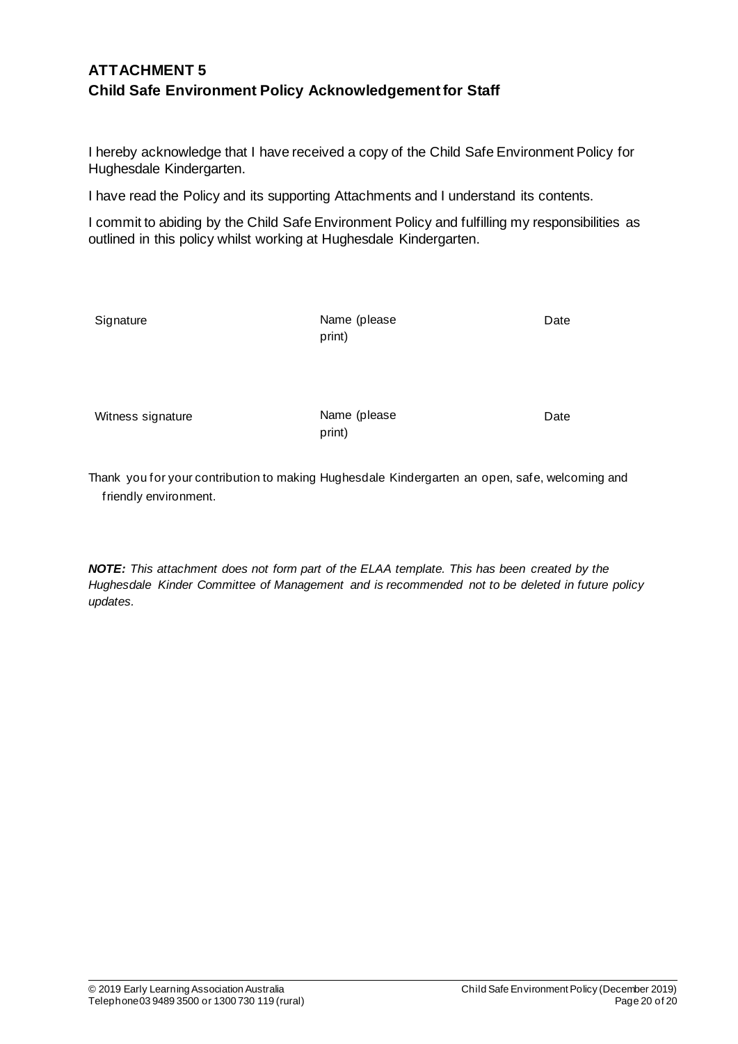## ATTACHMENT 5

### Child Safe Environment Policy Acknowledgement for Staff

I hereby acknowledge that I have received a copy of the Child Safe Environment Policy for Hughesdale Kindergarten.

I have read the Policy and its supporting Attachments and I understand its contents.

I commit to abiding by the Child Safe Environment Policy and fulfilling my responsibilities as outlined in this policy whilst working at Hughesdale Kindergarten.

| | | |
|---|---|---|
| Signature | Name (please print) | Date |
| Witness signature | Name (please print) | Date |

Thank you for your contribution to making Hughesdale Kindergarten an open, safe, welcoming and friendly environment.

***NOTE:*** *This attachment does not form part of the ELAA template. This has been created by the Hughesdale Kinder Committee of Management and is recommended not to be deleted in future policy updates.*